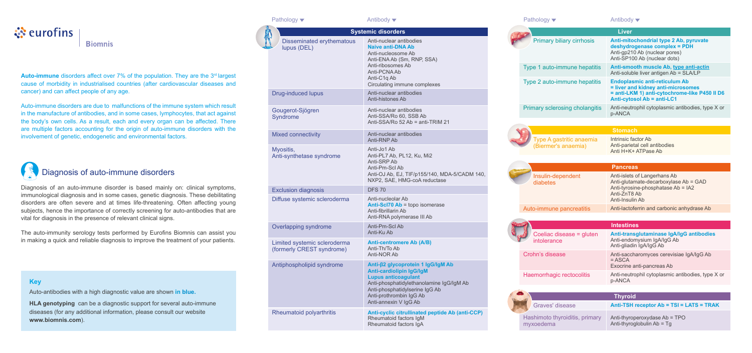eurofins | Biomnis

**Auto-immune** disorders affect over 7% of the population. They are the 3rd largest cause of morbidity in industrialised countries (after cardiovascular diseases and cancer) and can affect people of any age.

Auto-immune disorders are due to malfunctions of the immune system which result in the manufacture of antibodies, and in some cases, lymphocytes, that act against the body's own cells. As a result, each and every organ can be affected. There are multiple factors accounting for the origin of auto-immune disorders with the involvement of genetic, endogenetic and environmental factors.

## Diagnosis of auto-immune disorders

Diagnosis of an auto-immune disorder is based mainly on: clinical symptoms, immunological diagnosis and in some cases, genetic diagnosis. These debilitating disorders are often severe and at times life-threatening. Often affecting young subjects, hence the importance of correctly screening for auto-antibodies that are vital for diagnosis in the presence of relevant clinical signs.

The auto-immunity serology tests performed by Eurofins Biomnis can assist you in making a quick and reliable diagnosis to improve the treatment of your patients.

### Key

Auto-antibodies with a high diagnostic value are shown **in blue.**

**HLA genotyping** can be a diagnostic support for several auto-immune diseases (for any additional information, please consult our website **www.biomnis.com**).

| Pathology | Antibody |
|---|---|
| **Systemic disorders** | |
| Disseminated erythematous lupus (DEL) | Anti-nuclear antibodies<br>**Naive anti-DNA Ab**<br>Anti-nucleosome Ab<br>Anti-ENA Ab (Sm, RNP, SSA)<br>Anti-ribosomes Ab<br>Anti-PCNA Ab<br>Anti-C1q Ab<br>Circulating immune complexes |
| Drug-induced lupus | Anti-nuclear antibodies<br>Anti-histones Ab |
| Gougerot-Sjögren Syndrome | Anti-nuclear antibodies<br>Anti-SSA/Ro 60, SSB Ab<br>Anti-SSA/Ro 52 Ab = anti-TRIM 21 |
| Mixed connectivity | Anti-nuclear antibodies<br>Anti-RNP Ab |
| Myositis, Anti-synthetase syndrome | Anti-Jo1 Ab<br>Anti-PL7 Ab, PL12, Ku, Mi2<br>Anti-SRP Ab<br>Anti-Pm-Scl Ab<br>Anti-OJ Ab, EJ, TIF/p155/140, MDA-5/CADM 140, NXP2, SAE, HMG-coA reductase |
| Exclusion diagnosis | DFS 70 |
| Diffuse systemic scleroderma | Anti-nucleolar Ab<br>**Anti-Scl70 Ab** = topo isomerase<br>Anti-fibrillarin Ab<br>Anti-RNA polymerase III Ab |
| Overlapping syndrome | Anti-Pm-Scl Ab<br>Anti-Ku Ab |
| Limited systemic scleroderma (formerly CREST syndrome) | **Anti-centromere Ab (A/B)**<br>Anti-Th/To Ab<br>Anti-NOR Ab |
| Antiphospholipid syndrome | **Anti-β2 glycoprotein 1 IgG/IgM Ab**<br>**Anti-cardiolipin IgG/IgM**<br>**Lupus anticoagulant**<br>Anti-phosphatidylethanolamine IgG/IgM Ab<br>Anti-phosphatidylserine IgG Ab<br>Anti-prothrombin IgG Ab<br>Anti-annexin V IgG Ab |
| Rheumatoid polyarthritis | **Anti-cyclic citrullinated peptide Ab (anti-CCP)**<br>Rheumatoid factors IgM<br>Rheumatoid factors IgA |

| Pathology | Antibody |
|---|---|
| **Liver** | |
| Primary biliary cirrhosis | **Anti-mitochondrial type 2 Ab, pyruvate deshydrogenase complex = PDH**<br>Anti-gp210 Ab (nuclear pores)<br>Anti-SP100 Ab (nuclear dots) |
| Type 1 auto-immune hepatitis | **Anti-smooth muscle Ab, type anti-actin**<br>Anti-soluble liver antigen Ab = SLA/LP |
| Type 2 auto-immune hepatitis | **Endoplasmic anti-reticulum Ab = liver and kidney anti-microsomes = anti-LKM 1) anti-cytochrome-like P450 II D6**<br>**Anti-cytosol Ab = anti-LC1** |
| Primary sclerosing cholangitis | Anti-neutrophil cytoplasmic antibodies, type X or p-ANCA |
| **Stomach** | |
| Type A gastritic anaemia (Biermer's anaemia) | Intrinsic factor Ab<br>Anti-parietal cell antibodies<br>Anti H+K+ ATPase Ab |
| **Pancreas** | |
| Insulin-dependent diabetes | Anti-islets of Langerhans Ab<br>Anti-glutamate-decarboxylase Ab = GAD<br>Anti-tyrosine-phosphatase Ab = IA2<br>Anti-ZnT8 Ab<br>Anti-Insulin Ab |
| Auto-immune pancreatitis | Anti-lactoferrin and carbonic anhydrase Ab |
| **Intestines** | |
| Coeliac disease = gluten intolerance | **Anti-transglutaminase IgA/IgG antibodies**<br>Anti-endomysium IgA/IgG Ab<br>Anti-gliadin IgA/IgG Ab |
| Crohn's disease | Anti-saccharomyces cerevisiae IgA/IgG Ab = ASCA<br>Exocrine anti-pancreas Ab |
| Haemorrhagic rectocolitis | Anti-neutrophil cytoplasmic antibodies, type X or p-ANCA |
| **Thyroid** | |
| Graves' disease | **Anti-TSH receptor Ab = TSI = LATS = TRAK** |
| Hashimoto thyroiditis, primary myxoedema | Anti-thyroperoxydase Ab = TPO<br>Anti-thyroglobulin Ab = Tg |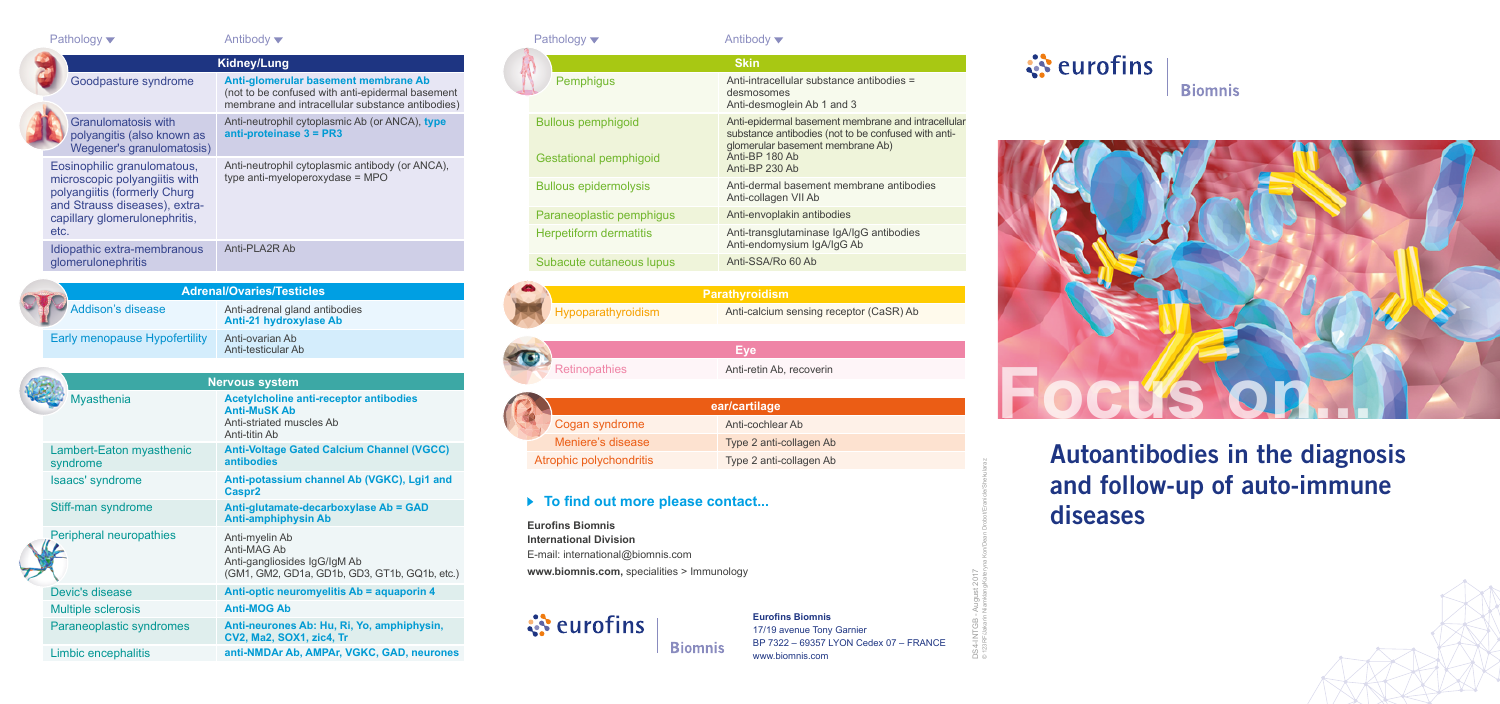| Pathology | Antibody |
| --- | --- |
| **Kidney/Lung** | |
| Goodpasture syndrome | **Anti-glomerular basement membrane Ab** (not to be confused with anti-epidermal basement membrane and intracellular substance antibodies) |
| Granulomatosis with polyangiitis (also known as Wegener's granulomatosis) | Anti-neutrophil cytoplasmic Ab (or ANCA), **type anti-proteinase 3 = PR3** |
| Eosinophilic granulomatous, microscopic polyangiitis with polyangiitis (formerly Churg and Strauss diseases), extra-capillary glomerulonephritis, etc. | Anti-neutrophil cytoplasmic antibody (or ANCA), type anti-myeloperoxydase = MPO |
| Idiopathic extra-membranous glomerulonephritis | Anti-PLA2R Ab |
| **Adrenal/Ovaries/Testicles** | |
| Addison's disease | Anti-adrenal gland antibodies **Anti-21 hydroxylase Ab** |
| Early menopause Hypofertility | Anti-ovarian Ab Anti-testicular Ab |
| **Nervous system** | |
| Myasthenia | **Acetylcholine anti-receptor antibodies** **Anti-MuSK Ab** Anti-striated muscles Ab Anti-titin Ab |
| Lambert-Eaton myasthenic syndrome | **Anti-Voltage Gated Calcium Channel (VGCC) antibodies** |
| Isaacs' syndrome | **Anti-potassium channel Ab (VGKC), Lgi1 and Caspr2** |
| Stiff-man syndrome | **Anti-glutamate-decarboxylase Ab = GAD** **Anti-amphiphysin Ab** |
| Peripheral neuropathies | Anti-myelin Ab Anti-MAG Ab Anti-gangliosides IgG/IgM Ab (GM1, GM2, GD1a, GD1b, GD3, GT1b, GQ1b, etc.) |
| Devic's disease | **Anti-optic neuromyelitis Ab = aquaporin 4** |
| Multiple sclerosis | **Anti-MOG Ab** |
| Paraneoplastic syndromes | **Anti-neurones Ab: Hu, Ri, Yo, amphiphysin, CV2, Ma2, SOX1, zic4, Tr** |
| Limbic encephalitis | **anti-NMDAr Ab, AMPAr, VGKC, GAD, neurones** |

| Pathology | Antibody |
| --- | --- |
| **Skin** | |
| Pemphigus | Anti-intracellular substance antibodies = desmosomes Anti-desmoglein Ab 1 and 3 |
| Bullous pemphigoid | Anti-epidermal basement membrane and intracellular substance antibodies (not to be confused with anti-glomerular basement membrane Ab) |
| Gestational pemphigoid | Anti-BP 180 Ab Anti-BP 230 Ab |
| Bullous epidermolysis | Anti-dermal basement membrane antibodies Anti-collagen VII Ab |
| Paraneoplastic pemphigus | Anti-envoplakin antibodies |
| Herpetiform dermatitis | Anti-transglutaminase IgA/IgG antibodies Anti-endomysium IgA/IgG Ab |
| Subacute cutaneous lupus | Anti-SSA/Ro 60 Ab |
| **Parathyroidism** | |
| Hypoparathyroidism | Anti-calcium sensing receptor (CaSR) Ab |
| **Eye** | |
| Retinopathies | Anti-retin Ab, recoverin |
| **ear/cartilage** | |
| Cogan syndrome | Anti-cochlear Ab |
| Meniere's disease | Type 2 anti-collagen Ab |
| Atrophic polychondritis | Type 2 anti-collagen Ab |

## To find out more please contact...

**Eurofins Biomnis**
**International Division**
E-mail: international@biomnis.com
**www.biomnis.com,** specialities > Immunology

eurofins | Biomnis

**Eurofins Biomnis**
17/19 avenue Tony Garnier
BP 7322 – 69357 LYON Cedex 07 – FRANCE
www.biomnis.com

DS4-INTGB - August 2017
© 123RF/akom Nuamkang/Kateryna Kon/Dawn Dennis/Eraxion/Sheikoff/42

eurofins | Biomnis

# Focus on...

# Autoantibodies in the diagnosis and follow-up of auto-immune diseases